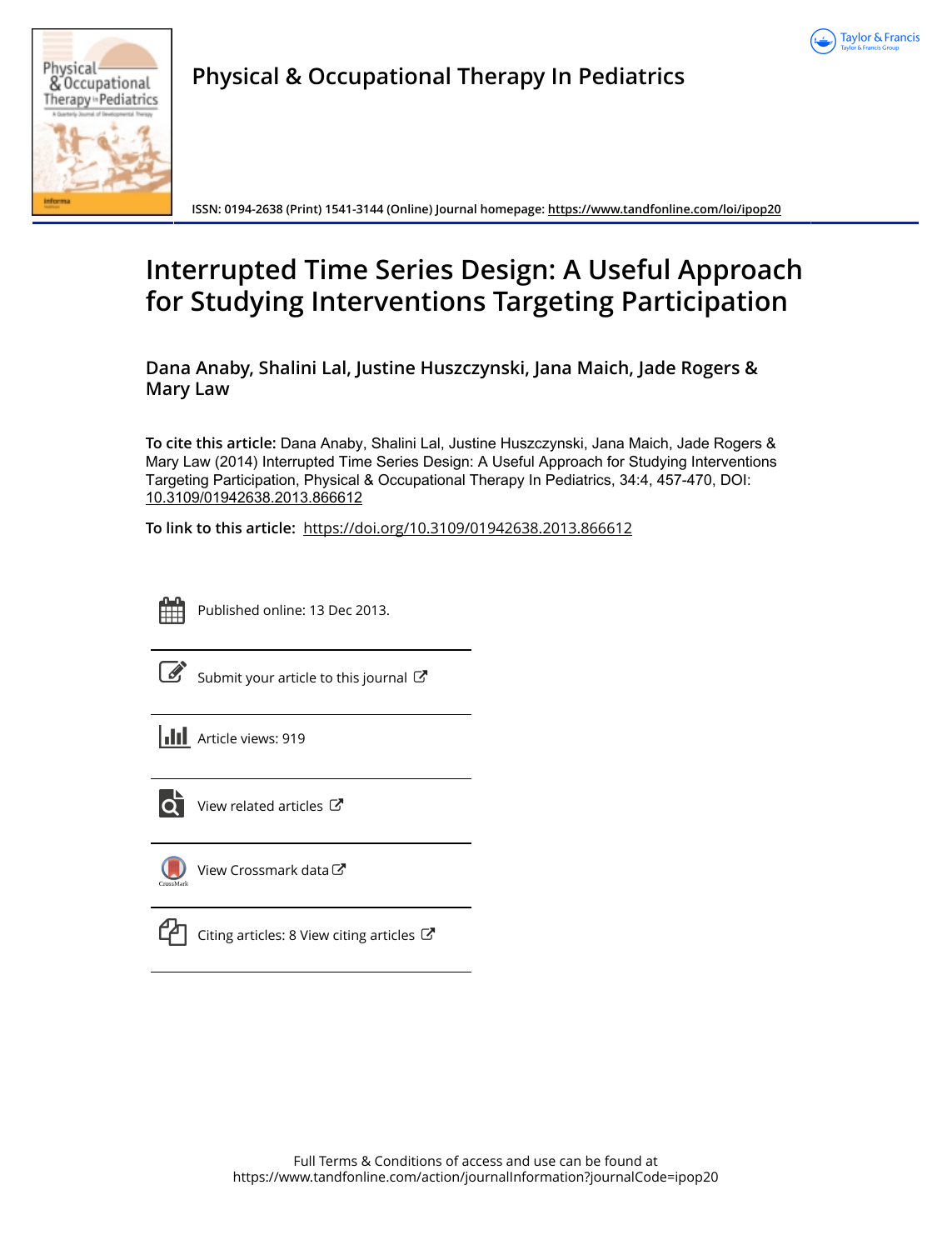**Physical & Occupational Therapy In Pediatrics**

ISSN: 0194-2638 (Print) 1541-3144 (Online) Journal homepage: https://www.tandfonline.com/loi/ipop20

# Interrupted Time Series Design: A Useful Approach for Studying Interventions Targeting Participation

**Dana Anaby, Shalini Lal, Justine Huszczynski, Jana Maich, Jade Rogers & Mary Law**

**To cite this article:** Dana Anaby, Shalini Lal, Justine Huszczynski, Jana Maich, Jade Rogers & Mary Law (2014) Interrupted Time Series Design: A Useful Approach for Studying Interventions Targeting Participation, Physical & Occupational Therapy In Pediatrics, 34:4, 457-470, DOI: 10.3109/01942638.2013.866612

**To link to this article:** https://doi.org/10.3109/01942638.2013.866612

Published online: 13 Dec 2013.

Submit your article to this journal

Article views: 919

View related articles

View Crossmark data

Citing articles: 8 View citing articles

Full Terms & Conditions of access and use can be found at https://www.tandfonline.com/action/journalInformation?journalCode=ipop20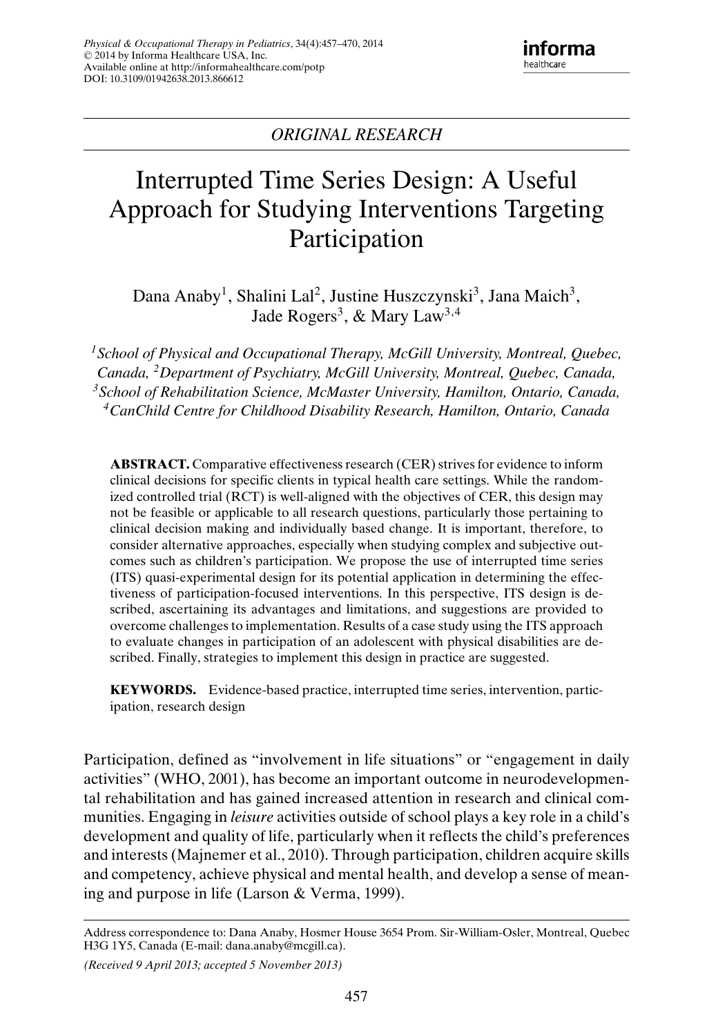*ORIGINAL RESEARCH*

# Interrupted Time Series Design: A Useful Approach for Studying Interventions Targeting Participation

Dana Anaby[1], Shalini Lal[2], Justine Huszczynski[3], Jana Maich[3], Jade Rogers[3], & Mary Law[3,4]

*[1]School of Physical and Occupational Therapy, McGill University, Montreal, Quebec, Canada, [2]Department of Psychiatry, McGill University, Montreal, Quebec, Canada, [3]School of Rehabilitation Science, McMaster University, Hamilton, Ontario, Canada, [4]CanChild Centre for Childhood Disability Research, Hamilton, Ontario, Canada*

**ABSTRACT.** Comparative effectiveness research (CER) strives for evidence to inform clinical decisions for specific clients in typical health care settings. While the randomized controlled trial (RCT) is well-aligned with the objectives of CER, this design may not be feasible or applicable to all research questions, particularly those pertaining to clinical decision making and individually based change. It is important, therefore, to consider alternative approaches, especially when studying complex and subjective outcomes such as children's participation. We propose the use of interrupted time series (ITS) quasi-experimental design for its potential application in determining the effectiveness of participation-focused interventions. In this perspective, ITS design is described, ascertaining its advantages and limitations, and suggestions are provided to overcome challenges to implementation. Results of a case study using the ITS approach to evaluate changes in participation of an adolescent with physical disabilities are described. Finally, strategies to implement this design in practice are suggested.

**KEYWORDS.** Evidence-based practice, interrupted time series, intervention, participation, research design

Participation, defined as "involvement in life situations" or "engagement in daily activities" (WHO, 2001), has become an important outcome in neurodevelopmental rehabilitation and has gained increased attention in research and clinical communities. Engaging in *leisure* activities outside of school plays a key role in a child's development and quality of life, particularly when it reflects the child's preferences and interests (Majnemer et al., 2010). Through participation, children acquire skills and competency, achieve physical and mental health, and develop a sense of meaning and purpose in life (Larson & Verma, 1999).

Address correspondence to: Dana Anaby, Hosmer House 3654 Prom. Sir-William-Osler, Montreal, Quebec H3G 1Y5, Canada (E-mail: dana.anaby@mcgill.ca).

*(Received 9 April 2013; accepted 5 November 2013)*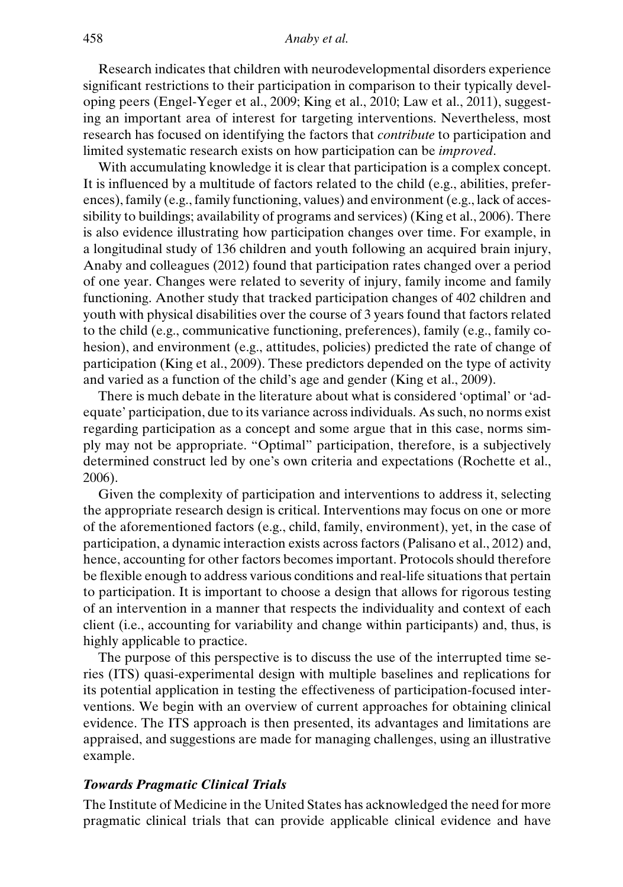Research indicates that children with neurodevelopmental disorders experience significant restrictions to their participation in comparison to their typically developing peers (Engel-Yeger et al., 2009; King et al., 2010; Law et al., 2011), suggesting an important area of interest for targeting interventions. Nevertheless, most research has focused on identifying the factors that *contribute* to participation and limited systematic research exists on how participation can be *improved*.

With accumulating knowledge it is clear that participation is a complex concept. It is influenced by a multitude of factors related to the child (e.g., abilities, preferences), family (e.g., family functioning, values) and environment (e.g., lack of accessibility to buildings; availability of programs and services) (King et al., 2006). There is also evidence illustrating how participation changes over time. For example, in a longitudinal study of 136 children and youth following an acquired brain injury, Anaby and colleagues (2012) found that participation rates changed over a period of one year. Changes were related to severity of injury, family income and family functioning. Another study that tracked participation changes of 402 children and youth with physical disabilities over the course of 3 years found that factors related to the child (e.g., communicative functioning, preferences), family (e.g., family cohesion), and environment (e.g., attitudes, policies) predicted the rate of change of participation (King et al., 2009). These predictors depended on the type of activity and varied as a function of the child's age and gender (King et al., 2009).

There is much debate in the literature about what is considered 'optimal' or 'adequate' participation, due to its variance across individuals. As such, no norms exist regarding participation as a concept and some argue that in this case, norms simply may not be appropriate. "Optimal" participation, therefore, is a subjectively determined construct led by one's own criteria and expectations (Rochette et al., 2006).

Given the complexity of participation and interventions to address it, selecting the appropriate research design is critical. Interventions may focus on one or more of the aforementioned factors (e.g., child, family, environment), yet, in the case of participation, a dynamic interaction exists across factors (Palisano et al., 2012) and, hence, accounting for other factors becomes important. Protocols should therefore be flexible enough to address various conditions and real-life situations that pertain to participation. It is important to choose a design that allows for rigorous testing of an intervention in a manner that respects the individuality and context of each client (i.e., accounting for variability and change within participants) and, thus, is highly applicable to practice.

The purpose of this perspective is to discuss the use of the interrupted time series (ITS) quasi-experimental design with multiple baselines and replications for its potential application in testing the effectiveness of participation-focused interventions. We begin with an overview of current approaches for obtaining clinical evidence. The ITS approach is then presented, its advantages and limitations are appraised, and suggestions are made for managing challenges, using an illustrative example.

### *Towards Pragmatic Clinical Trials*

The Institute of Medicine in the United States has acknowledged the need for more pragmatic clinical trials that can provide applicable clinical evidence and have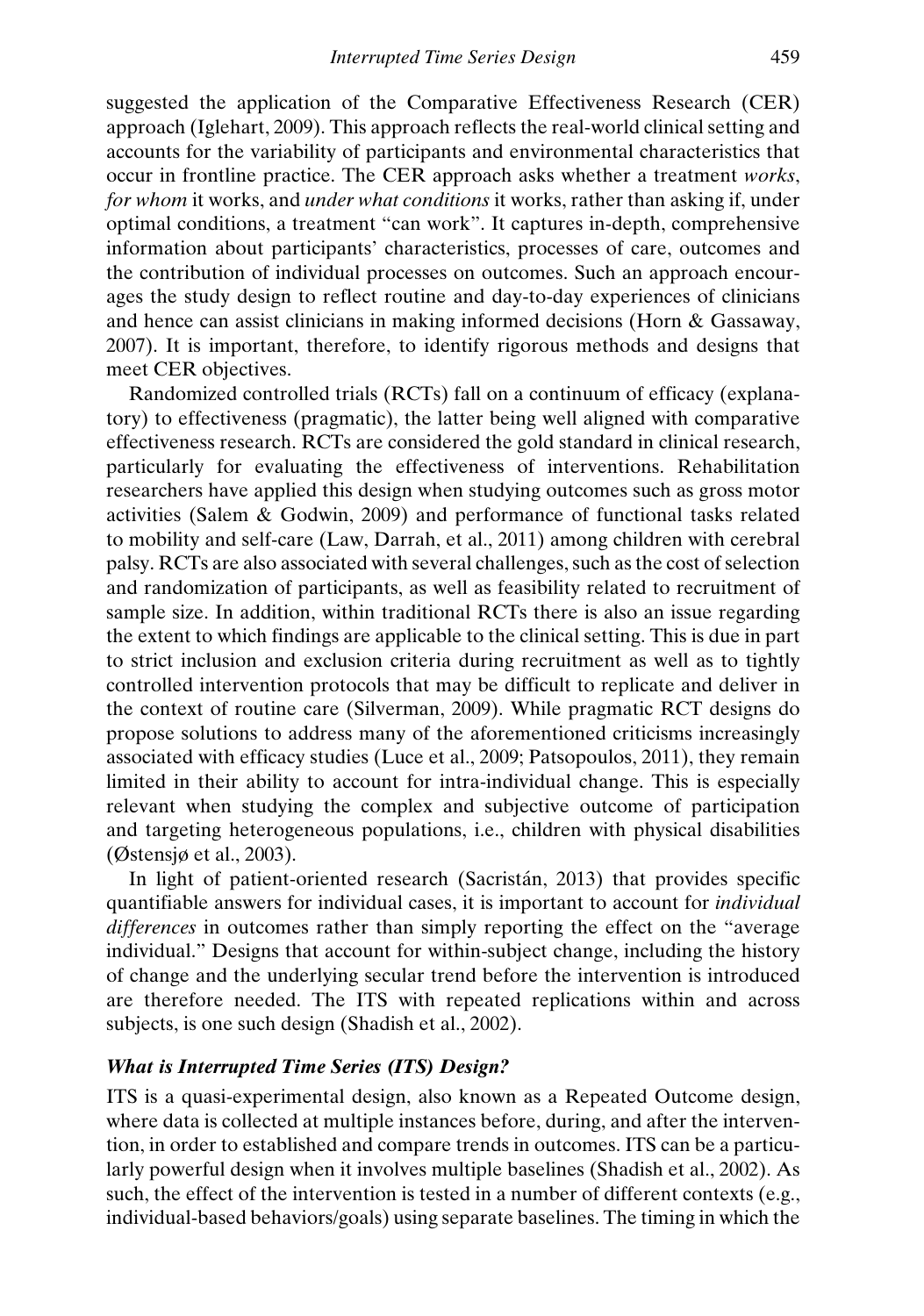suggested the application of the Comparative Effectiveness Research (CER) approach (Iglehart, 2009). This approach reflects the real-world clinical setting and accounts for the variability of participants and environmental characteristics that occur in frontline practice. The CER approach asks whether a treatment *works*, *for whom* it works, and *under what conditions* it works, rather than asking if, under optimal conditions, a treatment "can work". It captures in-depth, comprehensive information about participants' characteristics, processes of care, outcomes and the contribution of individual processes on outcomes. Such an approach encourages the study design to reflect routine and day-to-day experiences of clinicians and hence can assist clinicians in making informed decisions (Horn & Gassaway, 2007). It is important, therefore, to identify rigorous methods and designs that meet CER objectives.

Randomized controlled trials (RCTs) fall on a continuum of efficacy (explanatory) to effectiveness (pragmatic), the latter being well aligned with comparative effectiveness research. RCTs are considered the gold standard in clinical research, particularly for evaluating the effectiveness of interventions. Rehabilitation researchers have applied this design when studying outcomes such as gross motor activities (Salem & Godwin, 2009) and performance of functional tasks related to mobility and self-care (Law, Darrah, et al., 2011) among children with cerebral palsy. RCTs are also associated with several challenges, such as the cost of selection and randomization of participants, as well as feasibility related to recruitment of sample size. In addition, within traditional RCTs there is also an issue regarding the extent to which findings are applicable to the clinical setting. This is due in part to strict inclusion and exclusion criteria during recruitment as well as to tightly controlled intervention protocols that may be difficult to replicate and deliver in the context of routine care (Silverman, 2009). While pragmatic RCT designs do propose solutions to address many of the aforementioned criticisms increasingly associated with efficacy studies (Luce et al., 2009; Patsopoulos, 2011), they remain limited in their ability to account for intra-individual change. This is especially relevant when studying the complex and subjective outcome of participation and targeting heterogeneous populations, i.e., children with physical disabilities (Østensjø et al., 2003).

In light of patient-oriented research (Sacristán, 2013) that provides specific quantifiable answers for individual cases, it is important to account for *individual differences* in outcomes rather than simply reporting the effect on the "average individual." Designs that account for within-subject change, including the history of change and the underlying secular trend before the intervention is introduced are therefore needed. The ITS with repeated replications within and across subjects, is one such design (Shadish et al., 2002).

### *What is Interrupted Time Series (ITS) Design?*

ITS is a quasi-experimental design, also known as a Repeated Outcome design, where data is collected at multiple instances before, during, and after the intervention, in order to established and compare trends in outcomes. ITS can be a particularly powerful design when it involves multiple baselines (Shadish et al., 2002). As such, the effect of the intervention is tested in a number of different contexts (e.g., individual-based behaviors/goals) using separate baselines. The timing in which the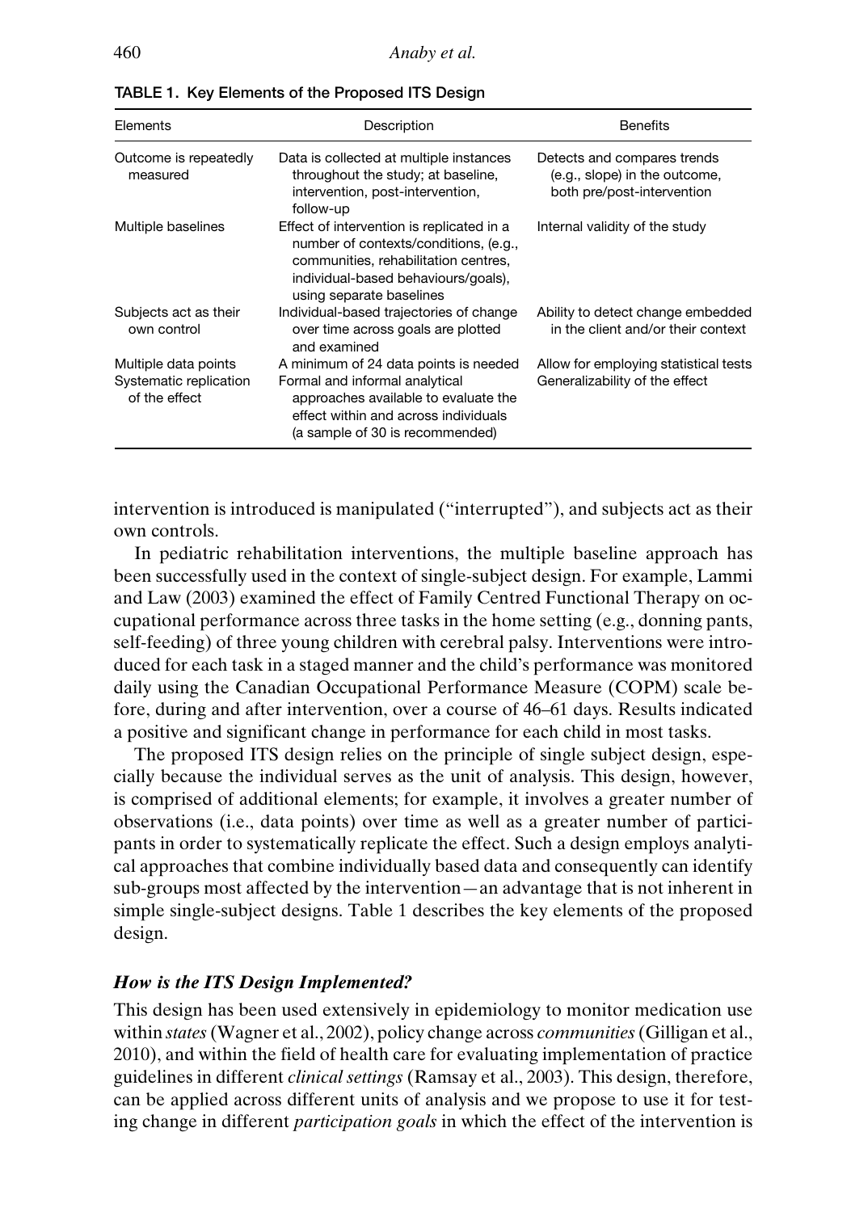TABLE 1. Key Elements of the Proposed ITS Design

| Elements | Description | Benefits |
|---|---|---|
| Outcome is repeatedly measured | Data is collected at multiple instances throughout the study; at baseline, intervention, post-intervention, follow-up | Detects and compares trends (e.g., slope) in the outcome, both pre/post-intervention |
| Multiple baselines | Effect of intervention is replicated in a number of contexts/conditions, (e.g., communities, rehabilitation centres, individual-based behaviours/goals), using separate baselines | Internal validity of the study |
| Subjects act as their own control | Individual-based trajectories of change over time across goals are plotted and examined | Ability to detect change embedded in the client and/or their context |
| Multiple data points | A minimum of 24 data points is needed | Allow for employing statistical tests |
| Systematic replication of the effect | Formal and informal analytical approaches available to evaluate the effect within and across individuals (a sample of 30 is recommended) | Generalizability of the effect |

intervention is introduced is manipulated ("interrupted"), and subjects act as their own controls.

In pediatric rehabilitation interventions, the multiple baseline approach has been successfully used in the context of single-subject design. For example, Lammi and Law (2003) examined the effect of Family Centred Functional Therapy on occupational performance across three tasks in the home setting (e.g., donning pants, self-feeding) of three young children with cerebral palsy. Interventions were introduced for each task in a staged manner and the child's performance was monitored daily using the Canadian Occupational Performance Measure (COPM) scale before, during and after intervention, over a course of 46–61 days. Results indicated a positive and significant change in performance for each child in most tasks.

The proposed ITS design relies on the principle of single subject design, especially because the individual serves as the unit of analysis. This design, however, is comprised of additional elements; for example, it involves a greater number of observations (i.e., data points) over time as well as a greater number of participants in order to systematically replicate the effect. Such a design employs analytical approaches that combine individually based data and consequently can identify sub-groups most affected by the intervention—an advantage that is not inherent in simple single-subject designs. Table 1 describes the key elements of the proposed design.

### *How is the ITS Design Implemented?*

This design has been used extensively in epidemiology to monitor medication use within *states* (Wagner et al., 2002), policy change across *communities* (Gilligan et al., 2010), and within the field of health care for evaluating implementation of practice guidelines in different *clinical settings* (Ramsay et al., 2003). This design, therefore, can be applied across different units of analysis and we propose to use it for testing change in different *participation goals* in which the effect of the intervention is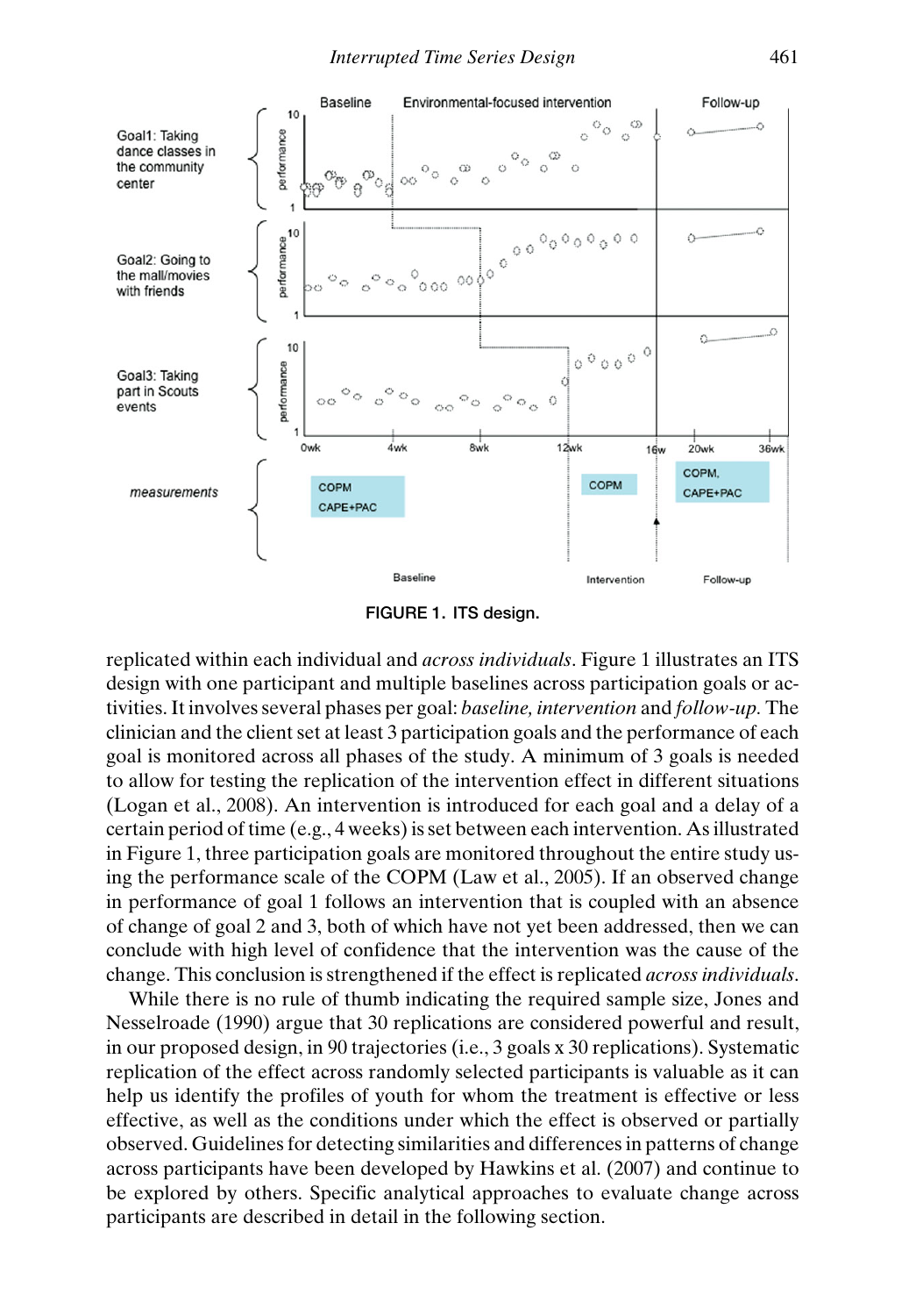FIGURE 1. ITS design.

replicated within each individual and *across individuals*. Figure 1 illustrates an ITS design with one participant and multiple baselines across participation goals or activities. It involves several phases per goal: *baseline, intervention* and *follow-up*. The clinician and the client set at least 3 participation goals and the performance of each goal is monitored across all phases of the study. A minimum of 3 goals is needed to allow for testing the replication of the intervention effect in different situations (Logan et al., 2008). An intervention is introduced for each goal and a delay of a certain period of time (e.g., 4 weeks) is set between each intervention. As illustrated in Figure 1, three participation goals are monitored throughout the entire study using the performance scale of the COPM (Law et al., 2005). If an observed change in performance of goal 1 follows an intervention that is coupled with an absence of change of goal 2 and 3, both of which have not yet been addressed, then we can conclude with high level of confidence that the intervention was the cause of the change. This conclusion is strengthened if the effect is replicated *across individuals*.

While there is no rule of thumb indicating the required sample size, Jones and Nesselroade (1990) argue that 30 replications are considered powerful and result, in our proposed design, in 90 trajectories (i.e., 3 goals x 30 replications). Systematic replication of the effect across randomly selected participants is valuable as it can help us identify the profiles of youth for whom the treatment is effective or less effective, as well as the conditions under which the effect is observed or partially observed. Guidelines for detecting similarities and differences in patterns of change across participants have been developed by Hawkins et al. (2007) and continue to be explored by others. Specific analytical approaches to evaluate change across participants are described in detail in the following section.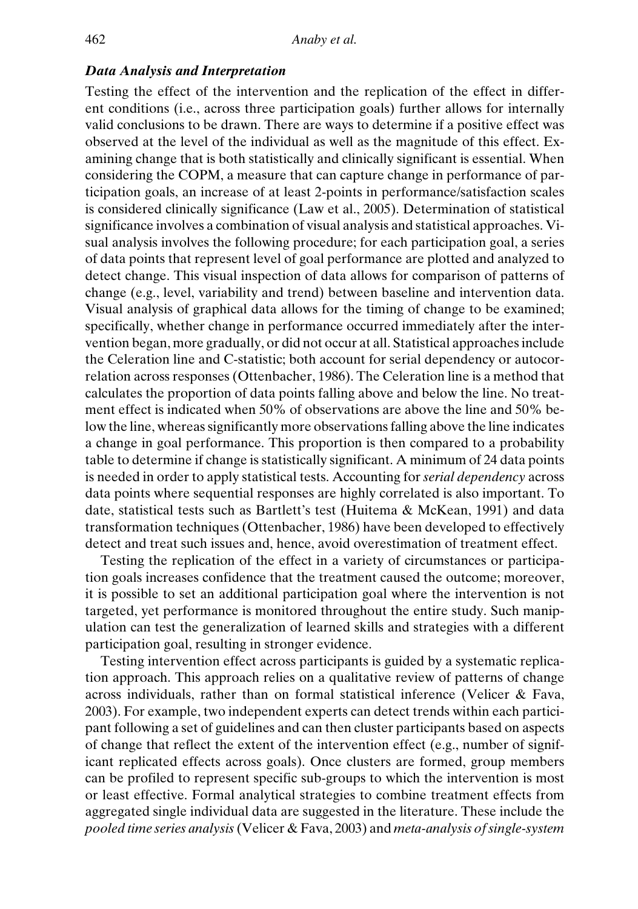### *Data Analysis and Interpretation*

Testing the effect of the intervention and the replication of the effect in different conditions (i.e., across three participation goals) further allows for internally valid conclusions to be drawn. There are ways to determine if a positive effect was observed at the level of the individual as well as the magnitude of this effect. Examining change that is both statistically and clinically significant is essential. When considering the COPM, a measure that can capture change in performance of participation goals, an increase of at least 2-points in performance/satisfaction scales is considered clinically significance (Law et al., 2005). Determination of statistical significance involves a combination of visual analysis and statistical approaches. Visual analysis involves the following procedure; for each participation goal, a series of data points that represent level of goal performance are plotted and analyzed to detect change. This visual inspection of data allows for comparison of patterns of change (e.g., level, variability and trend) between baseline and intervention data. Visual analysis of graphical data allows for the timing of change to be examined; specifically, whether change in performance occurred immediately after the intervention began, more gradually, or did not occur at all. Statistical approaches include the Celeration line and C-statistic; both account for serial dependency or autocorrelation across responses (Ottenbacher, 1986). The Celeration line is a method that calculates the proportion of data points falling above and below the line. No treatment effect is indicated when 50% of observations are above the line and 50% below the line, whereas significantly more observations falling above the line indicates a change in goal performance. This proportion is then compared to a probability table to determine if change is statistically significant. A minimum of 24 data points is needed in order to apply statistical tests. Accounting for *serial dependency* across data points where sequential responses are highly correlated is also important. To date, statistical tests such as Bartlett's test (Huitema & McKean, 1991) and data transformation techniques (Ottenbacher, 1986) have been developed to effectively detect and treat such issues and, hence, avoid overestimation of treatment effect.

Testing the replication of the effect in a variety of circumstances or participation goals increases confidence that the treatment caused the outcome; moreover, it is possible to set an additional participation goal where the intervention is not targeted, yet performance is monitored throughout the entire study. Such manipulation can test the generalization of learned skills and strategies with a different participation goal, resulting in stronger evidence.

Testing intervention effect across participants is guided by a systematic replication approach. This approach relies on a qualitative review of patterns of change across individuals, rather than on formal statistical inference (Velicer & Fava, 2003). For example, two independent experts can detect trends within each participant following a set of guidelines and can then cluster participants based on aspects of change that reflect the extent of the intervention effect (e.g., number of significant replicated effects across goals). Once clusters are formed, group members can be profiled to represent specific sub-groups to which the intervention is most or least effective. Formal analytical strategies to combine treatment effects from aggregated single individual data are suggested in the literature. These include the *pooled time series analysis* (Velicer & Fava, 2003) and *meta-analysis of single-system*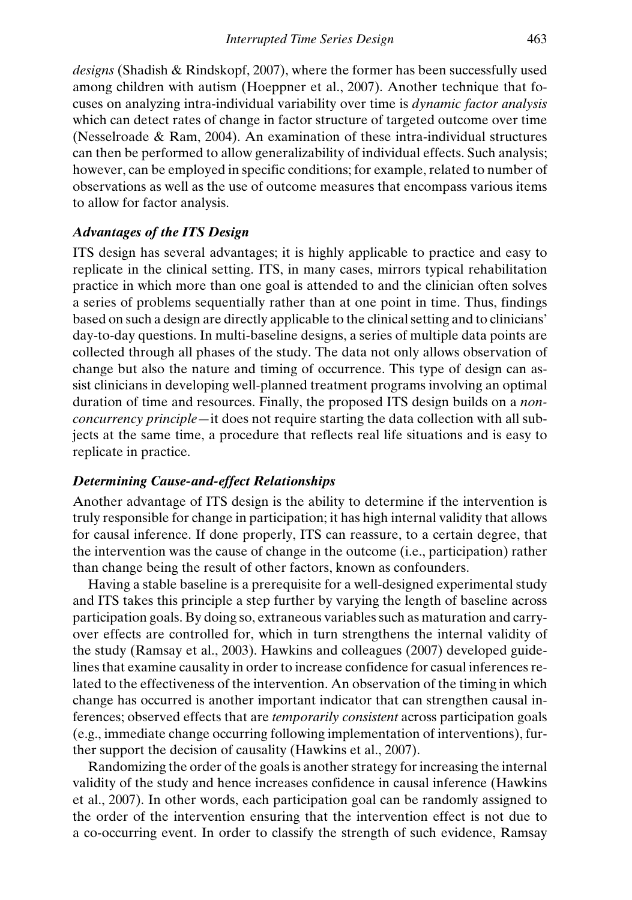*designs* (Shadish & Rindskopf, 2007), where the former has been successfully used among children with autism (Hoeppner et al., 2007). Another technique that focuses on analyzing intra-individual variability over time is *dynamic factor analysis* which can detect rates of change in factor structure of targeted outcome over time (Nesselroade & Ram, 2004). An examination of these intra-individual structures can then be performed to allow generalizability of individual effects. Such analysis; however, can be employed in specific conditions; for example, related to number of observations as well as the use of outcome measures that encompass various items to allow for factor analysis.

### *Advantages of the ITS Design*

ITS design has several advantages; it is highly applicable to practice and easy to replicate in the clinical setting. ITS, in many cases, mirrors typical rehabilitation practice in which more than one goal is attended to and the clinician often solves a series of problems sequentially rather than at one point in time. Thus, findings based on such a design are directly applicable to the clinical setting and to clinicians' day-to-day questions. In multi-baseline designs, a series of multiple data points are collected through all phases of the study. The data not only allows observation of change but also the nature and timing of occurrence. This type of design can assist clinicians in developing well-planned treatment programs involving an optimal duration of time and resources. Finally, the proposed ITS design builds on a *non-concurrency principle*—it does not require starting the data collection with all subjects at the same time, a procedure that reflects real life situations and is easy to replicate in practice.

### *Determining Cause-and-effect Relationships*

Another advantage of ITS design is the ability to determine if the intervention is truly responsible for change in participation; it has high internal validity that allows for causal inference. If done properly, ITS can reassure, to a certain degree, that the intervention was the cause of change in the outcome (i.e., participation) rather than change being the result of other factors, known as confounders.

Having a stable baseline is a prerequisite for a well-designed experimental study and ITS takes this principle a step further by varying the length of baseline across participation goals. By doing so, extraneous variables such as maturation and carry-over effects are controlled for, which in turn strengthens the internal validity of the study (Ramsay et al., 2003). Hawkins and colleagues (2007) developed guidelines that examine causality in order to increase confidence for casual inferences related to the effectiveness of the intervention. An observation of the timing in which change has occurred is another important indicator that can strengthen causal inferences; observed effects that are *temporarily consistent* across participation goals (e.g., immediate change occurring following implementation of interventions), further support the decision of causality (Hawkins et al., 2007).

Randomizing the order of the goals is another strategy for increasing the internal validity of the study and hence increases confidence in causal inference (Hawkins et al., 2007). In other words, each participation goal can be randomly assigned to the order of the intervention ensuring that the intervention effect is not due to a co-occurring event. In order to classify the strength of such evidence, Ramsay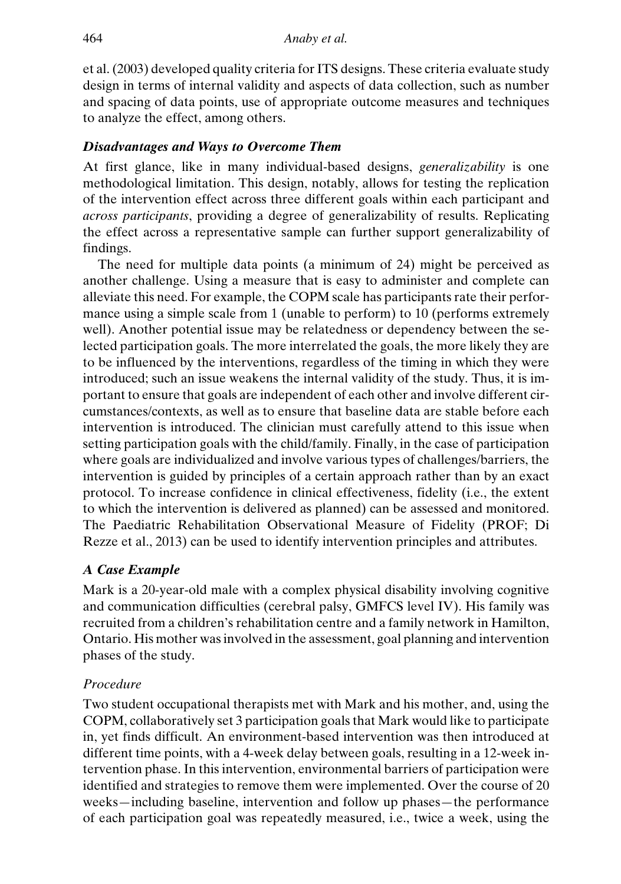et al. (2003) developed quality criteria for ITS designs. These criteria evaluate study design in terms of internal validity and aspects of data collection, such as number and spacing of data points, use of appropriate outcome measures and techniques to analyze the effect, among others.

### *Disadvantages and Ways to Overcome Them*

At first glance, like in many individual-based designs, *generalizability* is one methodological limitation. This design, notably, allows for testing the replication of the intervention effect across three different goals within each participant and *across participants*, providing a degree of generalizability of results. Replicating the effect across a representative sample can further support generalizability of findings.

The need for multiple data points (a minimum of 24) might be perceived as another challenge. Using a measure that is easy to administer and complete can alleviate this need. For example, the COPM scale has participants rate their performance using a simple scale from 1 (unable to perform) to 10 (performs extremely well). Another potential issue may be relatedness or dependency between the selected participation goals. The more interrelated the goals, the more likely they are to be influenced by the interventions, regardless of the timing in which they were introduced; such an issue weakens the internal validity of the study. Thus, it is important to ensure that goals are independent of each other and involve different circumstances/contexts, as well as to ensure that baseline data are stable before each intervention is introduced. The clinician must carefully attend to this issue when setting participation goals with the child/family. Finally, in the case of participation where goals are individualized and involve various types of challenges/barriers, the intervention is guided by principles of a certain approach rather than by an exact protocol. To increase confidence in clinical effectiveness, fidelity (i.e., the extent to which the intervention is delivered as planned) can be assessed and monitored. The Paediatric Rehabilitation Observational Measure of Fidelity (PROF; Di Rezze et al., 2013) can be used to identify intervention principles and attributes.

### *A Case Example*

Mark is a 20-year-old male with a complex physical disability involving cognitive and communication difficulties (cerebral palsy, GMFCS level IV). His family was recruited from a children's rehabilitation centre and a family network in Hamilton, Ontario. His mother was involved in the assessment, goal planning and intervention phases of the study.

#### *Procedure*

Two student occupational therapists met with Mark and his mother, and, using the COPM, collaboratively set 3 participation goals that Mark would like to participate in, yet finds difficult. An environment-based intervention was then introduced at different time points, with a 4-week delay between goals, resulting in a 12-week intervention phase. In this intervention, environmental barriers of participation were identified and strategies to remove them were implemented. Over the course of 20 weeks—including baseline, intervention and follow up phases—the performance of each participation goal was repeatedly measured, i.e., twice a week, using the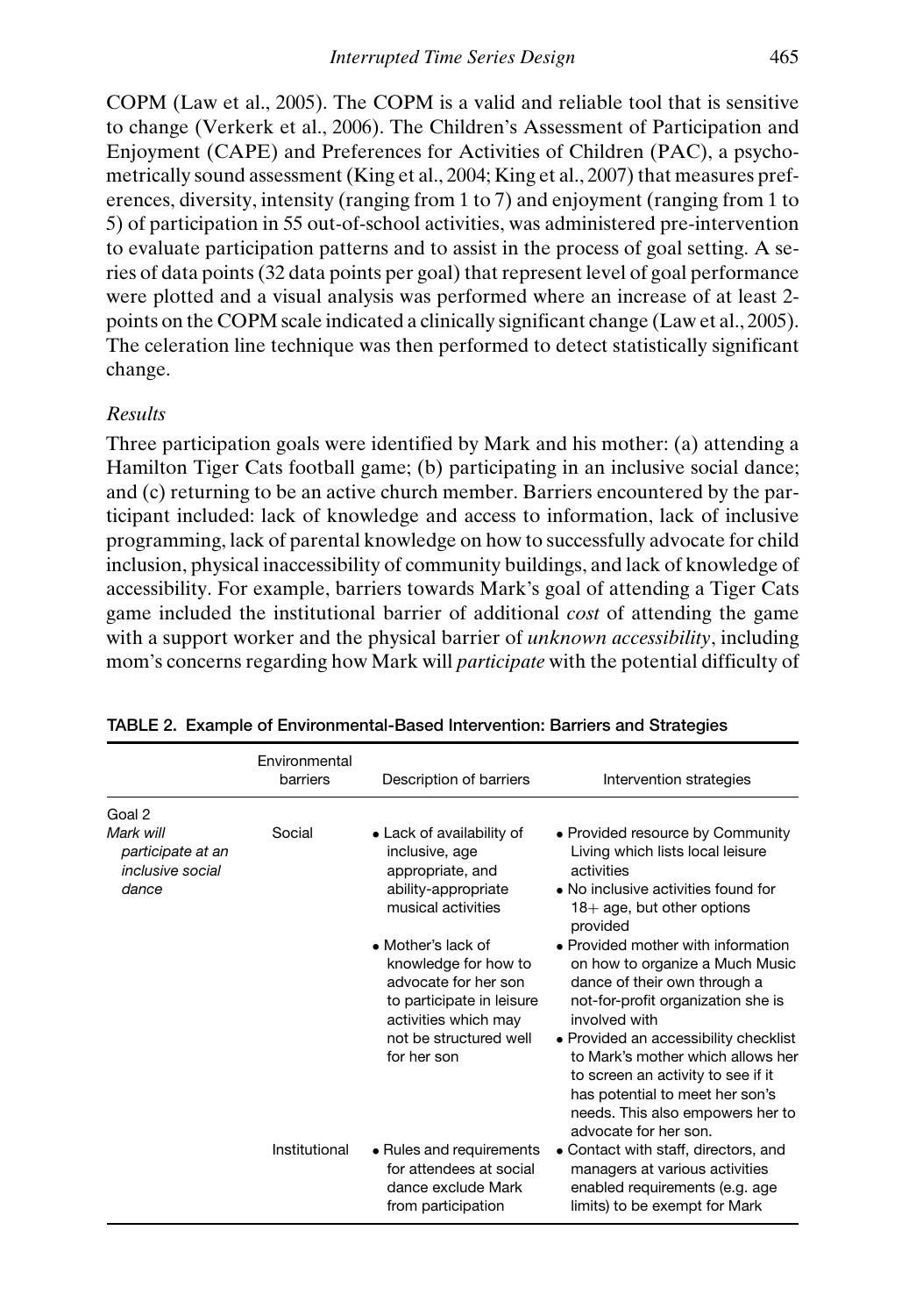COPM (Law et al., 2005). The COPM is a valid and reliable tool that is sensitive to change (Verkerk et al., 2006). The Children's Assessment of Participation and Enjoyment (CAPE) and Preferences for Activities of Children (PAC), a psychometrically sound assessment (King et al., 2004; King et al., 2007) that measures preferences, diversity, intensity (ranging from 1 to 7) and enjoyment (ranging from 1 to 5) of participation in 55 out-of-school activities, was administered pre-intervention to evaluate participation patterns and to assist in the process of goal setting. A series of data points (32 data points per goal) that represent level of goal performance were plotted and a visual analysis was performed where an increase of at least 2-points on the COPM scale indicated a clinically significant change (Law et al., 2005). The celeration line technique was then performed to detect statistically significant change.

### *Results*

Three participation goals were identified by Mark and his mother: (a) attending a Hamilton Tiger Cats football game; (b) participating in an inclusive social dance; and (c) returning to be an active church member. Barriers encountered by the participant included: lack of knowledge and access to information, lack of inclusive programming, lack of parental knowledge on how to successfully advocate for child inclusion, physical inaccessibility of community buildings, and lack of knowledge of accessibility. For example, barriers towards Mark's goal of attending a Tiger Cats game included the institutional barrier of additional *cost* of attending the game with a support worker and the physical barrier of *unknown accessibility*, including mom's concerns regarding how Mark will *participate* with the potential difficulty of

**TABLE 2. Example of Environmental-Based Intervention: Barriers and Strategies**

| | Environmental barriers | Description of barriers | Intervention strategies |
|---|---|---|---|
| Goal 2 *Mark will participate at an inclusive social dance* | Social | • Lack of availability of inclusive, age appropriate, and ability-appropriate musical activities | • Provided resource by Community Living which lists local leisure activities<br>• No inclusive activities found for 18+ age, but other options provided |
| | | • Mother's lack of knowledge for how to advocate for her son to participate in leisure activities which may not be structured well for her son | • Provided mother with information on how to organize a Much Music dance of their own through a not-for-profit organization she is involved with<br>• Provided an accessibility checklist to Mark's mother which allows her to screen an activity to see if it has potential to meet her son's needs. This also empowers her to advocate for her son. |
| | Institutional | • Rules and requirements for attendees at social dance exclude Mark from participation | • Contact with staff, directors, and managers at various activities enabled requirements (e.g. age limits) to be exempt for Mark |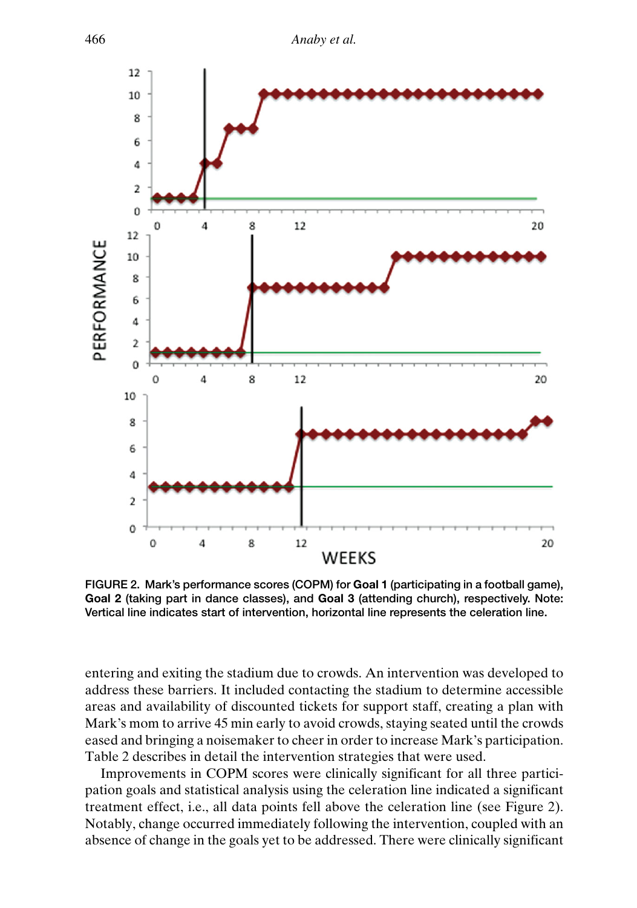FIGURE 2. Mark's performance scores (COPM) for **Goal 1** (participating in a football game), **Goal 2** (taking part in dance classes), and **Goal 3** (attending church), respectively. Note: Vertical line indicates start of intervention, horizontal line represents the celeration line.

entering and exiting the stadium due to crowds. An intervention was developed to address these barriers. It included contacting the stadium to determine accessible areas and availability of discounted tickets for support staff, creating a plan with Mark's mom to arrive 45 min early to avoid crowds, staying seated until the crowds eased and bringing a noisemaker to cheer in order to increase Mark's participation. Table 2 describes in detail the intervention strategies that were used.

Improvements in COPM scores were clinically significant for all three participation goals and statistical analysis using the celeration line indicated a significant treatment effect, i.e., all data points fell above the celeration line (see Figure 2). Notably, change occurred immediately following the intervention, coupled with an absence of change in the goals yet to be addressed. There were clinically significant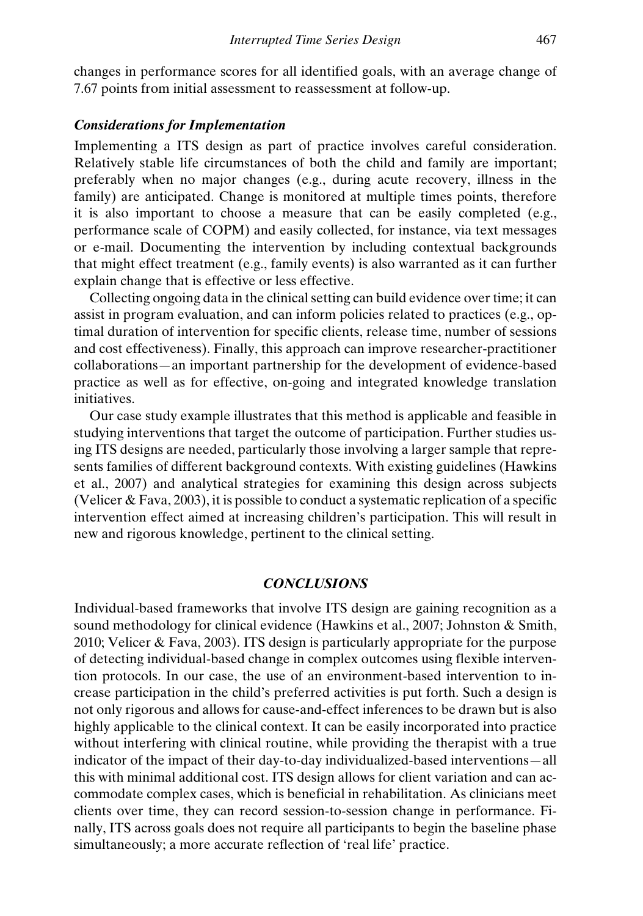changes in performance scores for all identified goals, with an average change of 7.67 points from initial assessment to reassessment at follow-up.

### *Considerations for Implementation*

Implementing a ITS design as part of practice involves careful consideration. Relatively stable life circumstances of both the child and family are important; preferably when no major changes (e.g., during acute recovery, illness in the family) are anticipated. Change is monitored at multiple times points, therefore it is also important to choose a measure that can be easily completed (e.g., performance scale of COPM) and easily collected, for instance, via text messages or e-mail. Documenting the intervention by including contextual backgrounds that might effect treatment (e.g., family events) is also warranted as it can further explain change that is effective or less effective.

Collecting ongoing data in the clinical setting can build evidence over time; it can assist in program evaluation, and can inform policies related to practices (e.g., optimal duration of intervention for specific clients, release time, number of sessions and cost effectiveness). Finally, this approach can improve researcher-practitioner collaborations—an important partnership for the development of evidence-based practice as well as for effective, on-going and integrated knowledge translation initiatives.

Our case study example illustrates that this method is applicable and feasible in studying interventions that target the outcome of participation. Further studies using ITS designs are needed, particularly those involving a larger sample that represents families of different background contexts. With existing guidelines (Hawkins et al., 2007) and analytical strategies for examining this design across subjects (Velicer & Fava, 2003), it is possible to conduct a systematic replication of a specific intervention effect aimed at increasing children's participation. This will result in new and rigorous knowledge, pertinent to the clinical setting.

## *CONCLUSIONS*

Individual-based frameworks that involve ITS design are gaining recognition as a sound methodology for clinical evidence (Hawkins et al., 2007; Johnston & Smith, 2010; Velicer & Fava, 2003). ITS design is particularly appropriate for the purpose of detecting individual-based change in complex outcomes using flexible intervention protocols. In our case, the use of an environment-based intervention to increase participation in the child's preferred activities is put forth. Such a design is not only rigorous and allows for cause-and-effect inferences to be drawn but is also highly applicable to the clinical context. It can be easily incorporated into practice without interfering with clinical routine, while providing the therapist with a true indicator of the impact of their day-to-day individualized-based interventions—all this with minimal additional cost. ITS design allows for client variation and can accommodate complex cases, which is beneficial in rehabilitation. As clinicians meet clients over time, they can record session-to-session change in performance. Finally, ITS across goals does not require all participants to begin the baseline phase simultaneously; a more accurate reflection of 'real life' practice.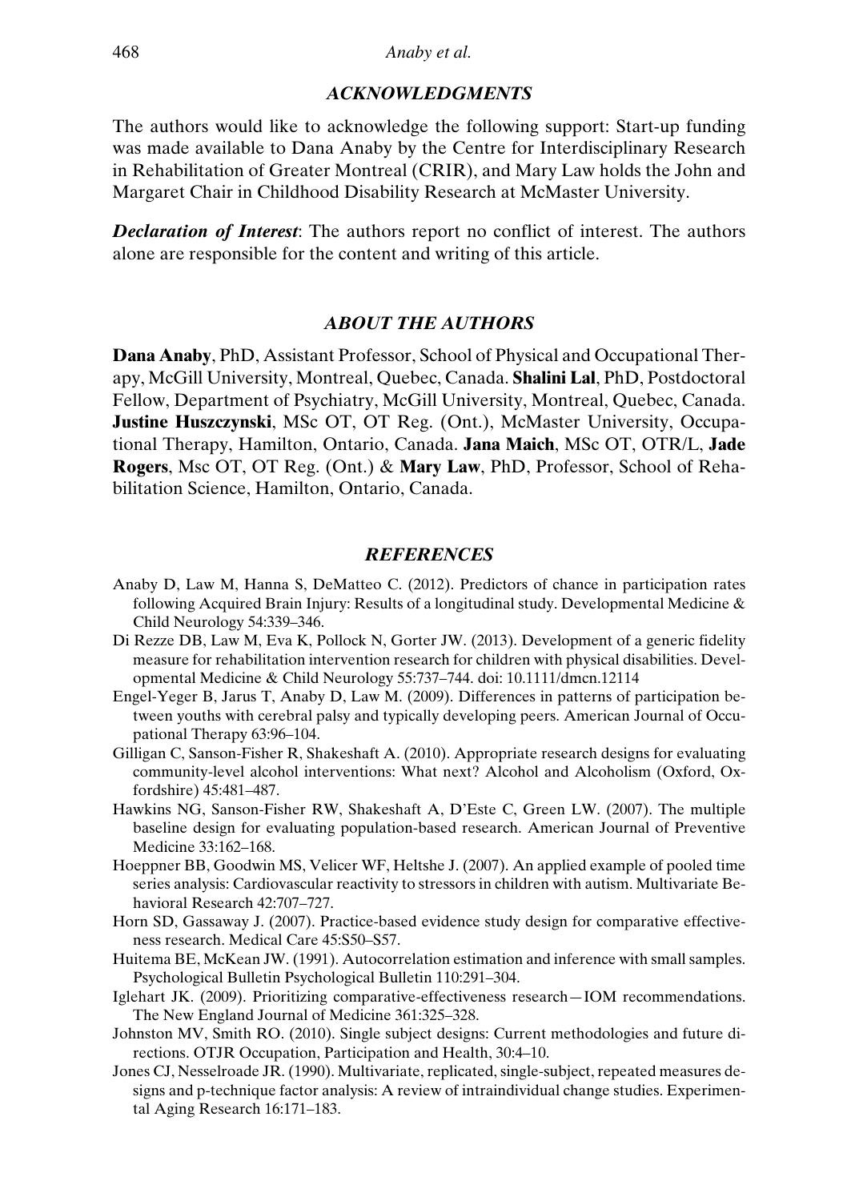## *ACKNOWLEDGMENTS*

The authors would like to acknowledge the following support: Start-up funding was made available to Dana Anaby by the Centre for Interdisciplinary Research in Rehabilitation of Greater Montreal (CRIR), and Mary Law holds the John and Margaret Chair in Childhood Disability Research at McMaster University.

***Declaration of Interest***: The authors report no conflict of interest. The authors alone are responsible for the content and writing of this article.

## *ABOUT THE AUTHORS*

**Dana Anaby**, PhD, Assistant Professor, School of Physical and Occupational Therapy, McGill University, Montreal, Quebec, Canada. **Shalini Lal**, PhD, Postdoctoral Fellow, Department of Psychiatry, McGill University, Montreal, Quebec, Canada. **Justine Huszczynski**, MSc OT, OT Reg. (Ont.), McMaster University, Occupational Therapy, Hamilton, Ontario, Canada. **Jana Maich**, MSc OT, OTR/L, **Jade Rogers**, Msc OT, OT Reg. (Ont.) & **Mary Law**, PhD, Professor, School of Rehabilitation Science, Hamilton, Ontario, Canada.

## *REFERENCES*

Anaby D, Law M, Hanna S, DeMatteo C. (2012). Predictors of chance in participation rates following Acquired Brain Injury: Results of a longitudinal study. Developmental Medicine & Child Neurology 54:339–346.

Di Rezze DB, Law M, Eva K, Pollock N, Gorter JW. (2013). Development of a generic fidelity measure for rehabilitation intervention research for children with physical disabilities. Developmental Medicine & Child Neurology 55:737–744. doi: 10.1111/dmcn.12114

Engel-Yeger B, Jarus T, Anaby D, Law M. (2009). Differences in patterns of participation between youths with cerebral palsy and typically developing peers. American Journal of Occupational Therapy 63:96–104.

Gilligan C, Sanson-Fisher R, Shakeshaft A. (2010). Appropriate research designs for evaluating community-level alcohol interventions: What next? Alcohol and Alcoholism (Oxford, Oxfordshire) 45:481–487.

Hawkins NG, Sanson-Fisher RW, Shakeshaft A, D'Este C, Green LW. (2007). The multiple baseline design for evaluating population-based research. American Journal of Preventive Medicine 33:162–168.

Hoeppner BB, Goodwin MS, Velicer WF, Heltshe J. (2007). An applied example of pooled time series analysis: Cardiovascular reactivity to stressors in children with autism. Multivariate Behavioral Research 42:707–727.

Horn SD, Gassaway J. (2007). Practice-based evidence study design for comparative effectiveness research. Medical Care 45:S50–S57.

Huitema BE, McKean JW. (1991). Autocorrelation estimation and inference with small samples. Psychological Bulletin Psychological Bulletin 110:291–304.

Iglehart JK. (2009). Prioritizing comparative-effectiveness research—IOM recommendations. The New England Journal of Medicine 361:325–328.

Johnston MV, Smith RO. (2010). Single subject designs: Current methodologies and future directions. OTJR Occupation, Participation and Health, 30:4–10.

Jones CJ, Nesselroade JR. (1990). Multivariate, replicated, single-subject, repeated measures designs and p-technique factor analysis: A review of intraindividual change studies. Experimental Aging Research 16:171–183.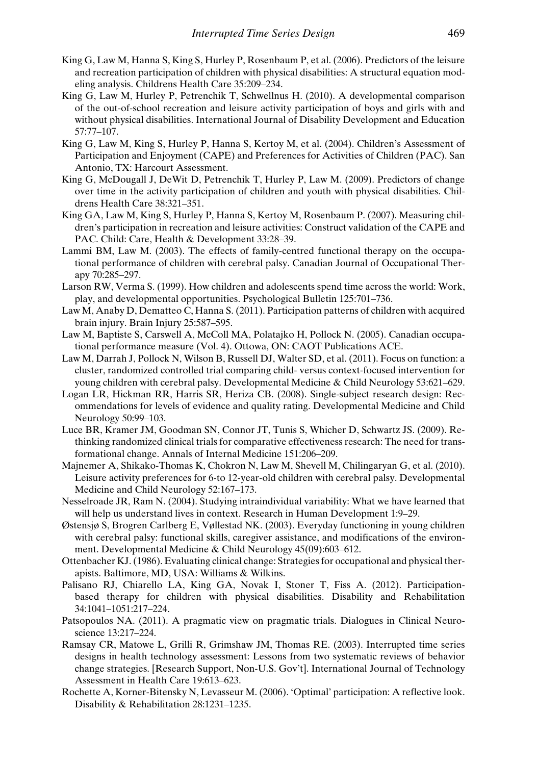King G, Law M, Hanna S, King S, Hurley P, Rosenbaum P, et al. (2006). Predictors of the leisure and recreation participation of children with physical disabilities: A structural equation modeling analysis. Childrens Health Care 35:209–234.

King G, Law M, Hurley P, Petrenchik T, Schwellnus H. (2010). A developmental comparison of the out-of-school recreation and leisure activity participation of boys and girls with and without physical disabilities. International Journal of Disability Development and Education 57:77–107.

King G, Law M, King S, Hurley P, Hanna S, Kertoy M, et al. (2004). Children's Assessment of Participation and Enjoyment (CAPE) and Preferences for Activities of Children (PAC). San Antonio, TX: Harcourt Assessment.

King G, McDougall J, DeWit D, Petrenchik T, Hurley P, Law M. (2009). Predictors of change over time in the activity participation of children and youth with physical disabilities. Childrens Health Care 38:321–351.

King GA, Law M, King S, Hurley P, Hanna S, Kertoy M, Rosenbaum P. (2007). Measuring children's participation in recreation and leisure activities: Construct validation of the CAPE and PAC. Child: Care, Health & Development 33:28–39.

Lammi BM, Law M. (2003). The effects of family-centred functional therapy on the occupational performance of children with cerebral palsy. Canadian Journal of Occupational Therapy 70:285–297.

Larson RW, Verma S. (1999). How children and adolescents spend time across the world: Work, play, and developmental opportunities. Psychological Bulletin 125:701–736.

Law M, Anaby D, Dematteo C, Hanna S. (2011). Participation patterns of children with acquired brain injury. Brain Injury 25:587–595.

Law M, Baptiste S, Carswell A, McColl MA, Polatajko H, Pollock N. (2005). Canadian occupational performance measure (Vol. 4). Ottowa, ON: CAOT Publications ACE.

Law M, Darrah J, Pollock N, Wilson B, Russell DJ, Walter SD, et al. (2011). Focus on function: a cluster, randomized controlled trial comparing child- versus context-focused intervention for young children with cerebral palsy. Developmental Medicine & Child Neurology 53:621–629.

Logan LR, Hickman RR, Harris SR, Heriza CB. (2008). Single-subject research design: Recommendations for levels of evidence and quality rating. Developmental Medicine and Child Neurology 50:99–103.

Luce BR, Kramer JM, Goodman SN, Connor JT, Tunis S, Whicher D, Schwartz JS. (2009). Rethinking randomized clinical trials for comparative effectiveness research: The need for transformational change. Annals of Internal Medicine 151:206–209.

Majnemer A, Shikako-Thomas K, Chokron N, Law M, Shevell M, Chilingaryan G, et al. (2010). Leisure activity preferences for 6-to 12-year-old children with cerebral palsy. Developmental Medicine and Child Neurology 52:167–173.

Nesselroade JR, Ram N. (2004). Studying intraindividual variability: What we have learned that will help us understand lives in context. Research in Human Development 1:9–29.

Østensjø S, Brogren Carlberg E, Vøllestad NK. (2003). Everyday functioning in young children with cerebral palsy: functional skills, caregiver assistance, and modifications of the environment. Developmental Medicine & Child Neurology 45(09):603–612.

Ottenbacher KJ. (1986). Evaluating clinical change: Strategies for occupational and physical therapists. Baltimore, MD, USA: Williams & Wilkins.

Palisano RJ, Chiarello LA, King GA, Novak I, Stoner T, Fiss A. (2012). Participation-based therapy for children with physical disabilities. Disability and Rehabilitation 34:1041–1051:217–224.

Patsopoulos NA. (2011). A pragmatic view on pragmatic trials. Dialogues in Clinical Neuroscience 13:217–224.

Ramsay CR, Matowe L, Grilli R, Grimshaw JM, Thomas RE. (2003). Interrupted time series designs in health technology assessment: Lessons from two systematic reviews of behavior change strategies. [Research Support, Non-U.S. Gov't]. International Journal of Technology Assessment in Health Care 19:613–623.

Rochette A, Korner-Bitensky N, Levasseur M. (2006). 'Optimal' participation: A reflective look. Disability & Rehabilitation 28:1231–1235.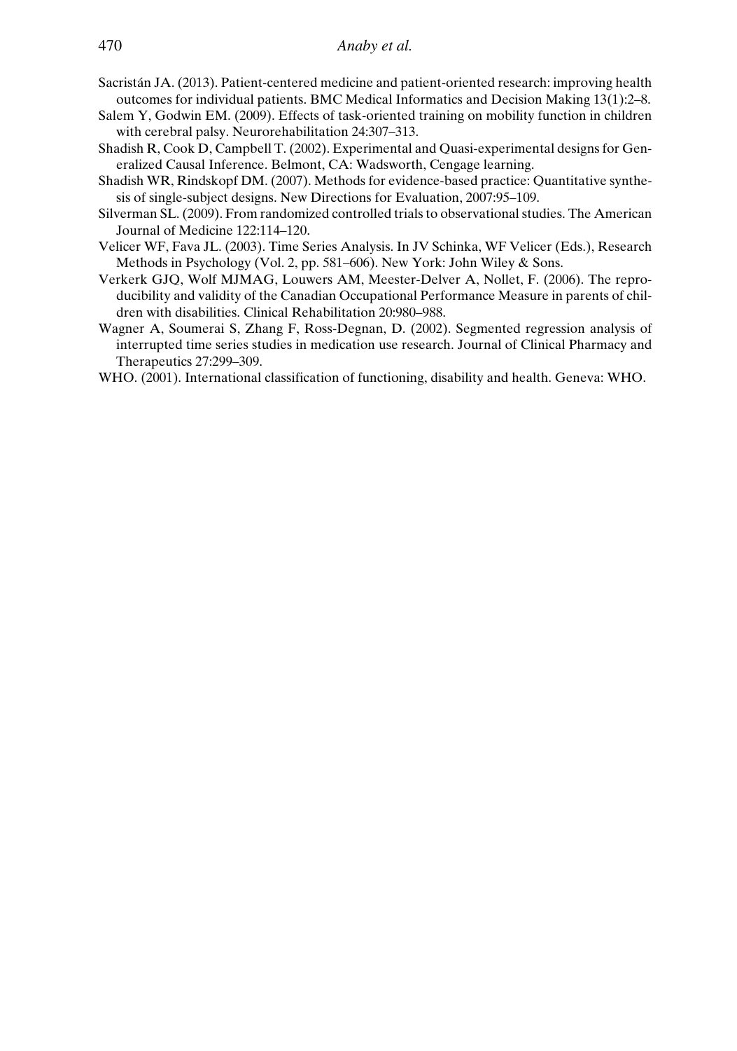Sacristán JA. (2013). Patient-centered medicine and patient-oriented research: improving health outcomes for individual patients. BMC Medical Informatics and Decision Making 13(1):2–8.

Salem Y, Godwin EM. (2009). Effects of task-oriented training on mobility function in children with cerebral palsy. Neurorehabilitation 24:307–313.

Shadish R, Cook D, Campbell T. (2002). Experimental and Quasi-experimental designs for Generalized Causal Inference. Belmont, CA: Wadsworth, Cengage learning.

Shadish WR, Rindskopf DM. (2007). Methods for evidence-based practice: Quantitative synthesis of single-subject designs. New Directions for Evaluation, 2007:95–109.

Silverman SL. (2009). From randomized controlled trials to observational studies. The American Journal of Medicine 122:114–120.

Velicer WF, Fava JL. (2003). Time Series Analysis. In JV Schinka, WF Velicer (Eds.), Research Methods in Psychology (Vol. 2, pp. 581–606). New York: John Wiley & Sons.

Verkerk GJQ, Wolf MJMAG, Louwers AM, Meester-Delver A, Nollet, F. (2006). The reproducibility and validity of the Canadian Occupational Performance Measure in parents of children with disabilities. Clinical Rehabilitation 20:980–988.

Wagner A, Soumerai S, Zhang F, Ross-Degnan, D. (2002). Segmented regression analysis of interrupted time series studies in medication use research. Journal of Clinical Pharmacy and Therapeutics 27:299–309.

WHO. (2001). International classification of functioning, disability and health. Geneva: WHO.